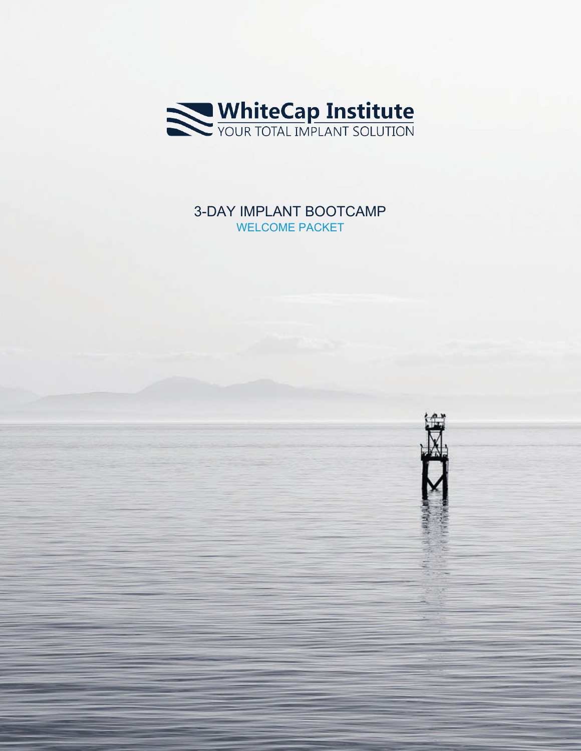# WhiteCap Institute

YOUR TOTAL IMPLANT SOLUTION

## 3-DAY IMPLANT BOOTCAMP

WELCOME PACKET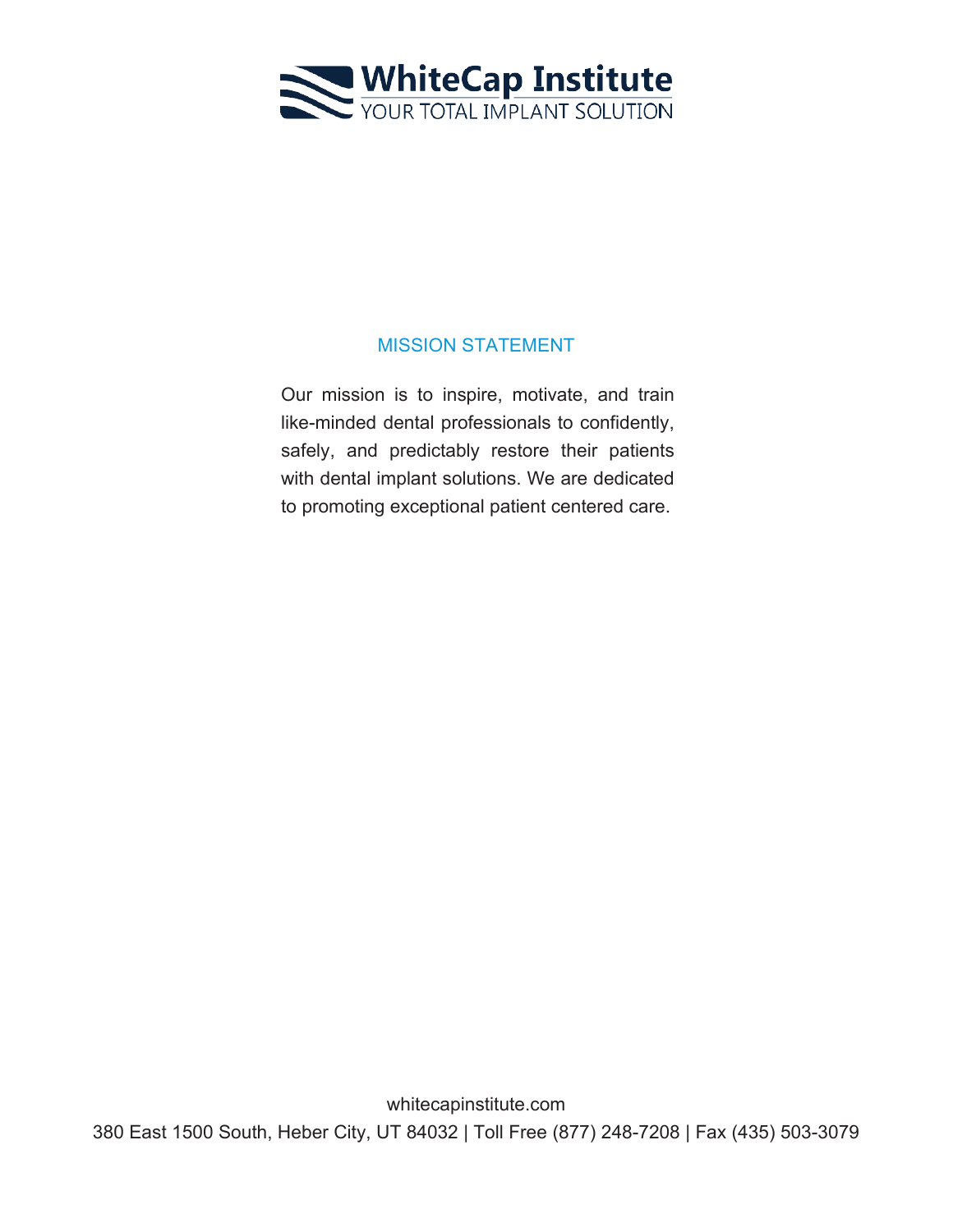## MISSION STATEMENT

Our mission is to inspire, motivate, and train like-minded dental professionals to confidently, safely, and predictably restore their patients with dental implant solutions. We are dedicated to promoting exceptional patient centered care.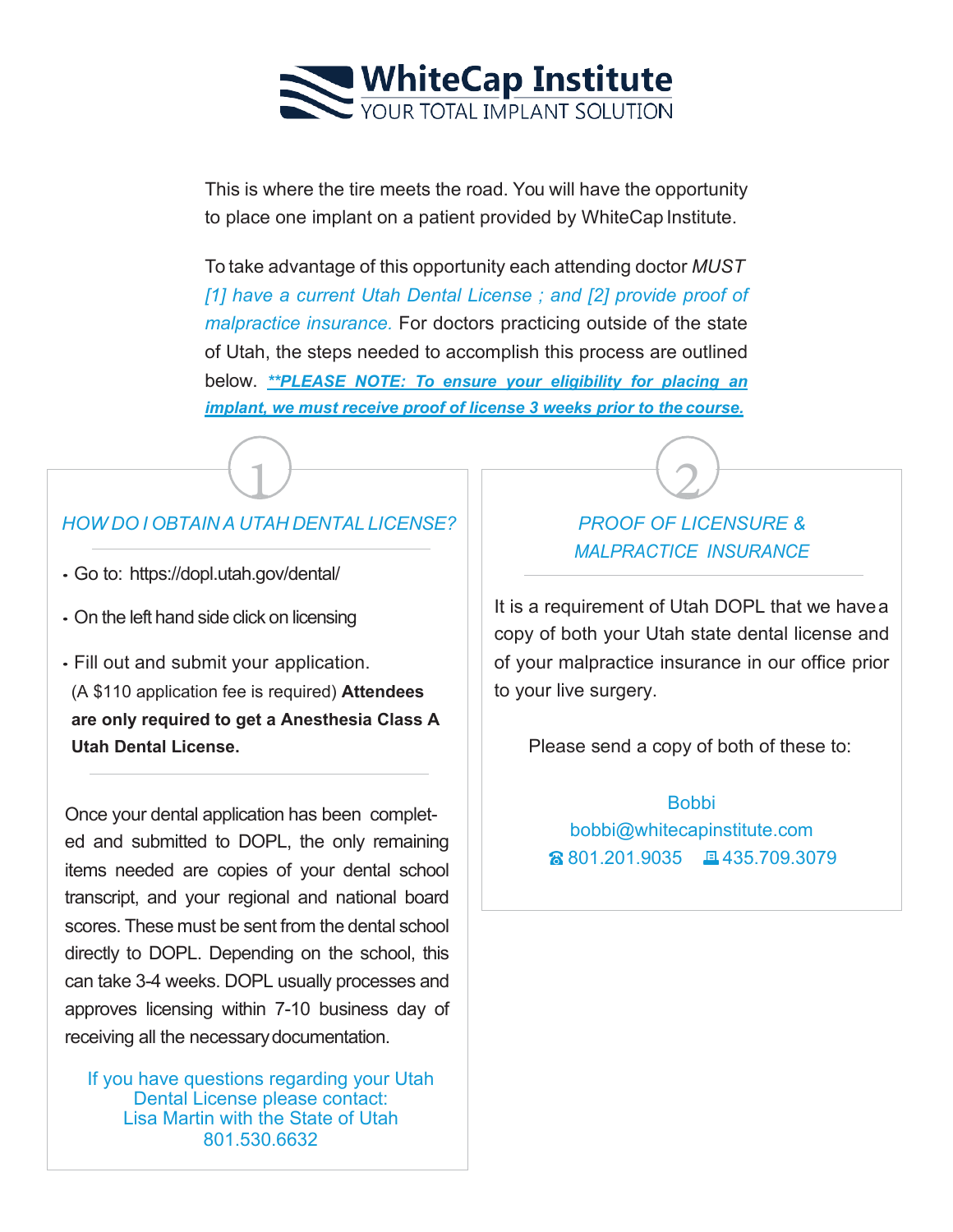# WhiteCap Institute

YOUR TOTAL IMPLANT SOLUTION

This is where the tire meets the road. You will have the opportunity to place one implant on a patient provided by WhiteCap Institute.

To take advantage of this opportunity each attending doctor *MUST* *[1] have a current Utah Dental License ; and [2] provide proof of malpractice insurance.* For doctors practicing outside of the state of Utah, the steps needed to accomplish this process are outlined below. ***PLEASE NOTE: To ensure your eligibility for placing an implant, we must receive proof of license 3 weeks prior to the course.***

## 1

### *HOW DO I OBTAIN A UTAH DENTAL LICENSE?*

- Go to: https://dopl.utah.gov/dental/
- On the left hand side click on licensing
- Fill out and submit your application.
  (A $110 application fee is required) **Attendees are only required to get a Anesthesia Class A Utah Dental License.**

Once your dental application has been completed and submitted to DOPL, the only remaining items needed are copies of your dental school transcript, and your regional and national board scores. These must be sent from the dental school directly to DOPL. Depending on the school, this can take 3-4 weeks. DOPL usually processes and approves licensing within 7-10 business day of receiving all the necessary documentation.

If you have questions regarding your Utah Dental License please contact:
Lisa Martin with the State of Utah
801.530.6632

## 2

### *PROOF OF LICENSURE & MALPRACTICE INSURANCE*

It is a requirement of Utah DOPL that we have a copy of both your Utah state dental license and of your malpractice insurance in our office prior to your live surgery.

Please send a copy of both of these to:

Bobbi
bobbi@whitecapinstitute.com
☎ 801.201.9035 Fax: 435.709.3079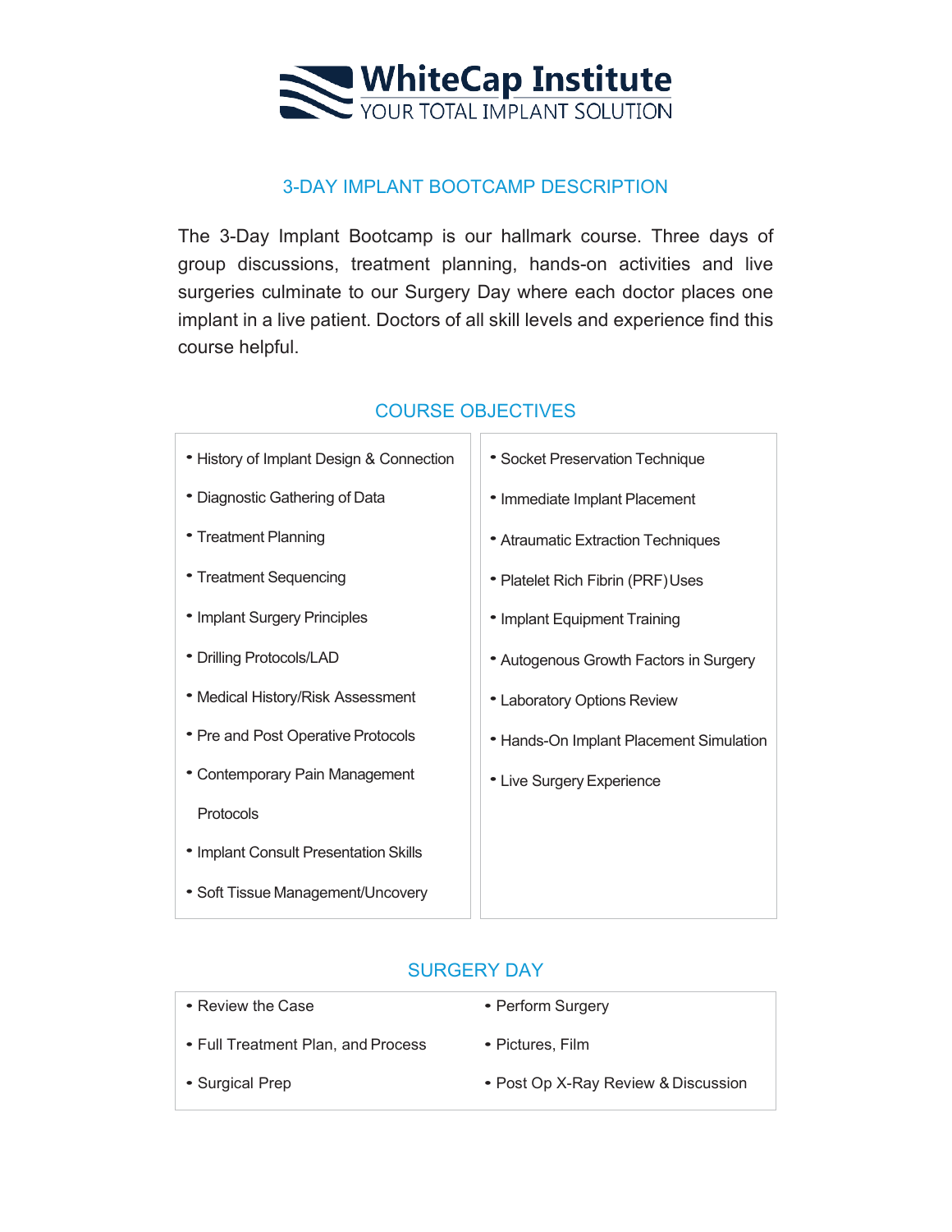# WhiteCap Institute

YOUR TOTAL IMPLANT SOLUTION

## 3-DAY IMPLANT BOOTCAMP DESCRIPTION

The 3-Day Implant Bootcamp is our hallmark course. Three days of group discussions, treatment planning, hands-on activities and live surgeries culminate to our Surgery Day where each doctor places one implant in a live patient. Doctors of all skill levels and experience find this course helpful.

## COURSE OBJECTIVES

- History of Implant Design & Connection
- Diagnostic Gathering of Data
- Treatment Planning
- Treatment Sequencing
- Implant Surgery Principles
- Drilling Protocols/LAD
- Medical History/Risk Assessment
- Pre and Post Operative Protocols
- Contemporary Pain Management Protocols
- Implant Consult Presentation Skills
- Soft Tissue Management/Uncovery
- Socket Preservation Technique
- Immediate Implant Placement
- Atraumatic Extraction Techniques
- Platelet Rich Fibrin (PRF) Uses
- Implant Equipment Training
- Autogenous Growth Factors in Surgery
- Laboratory Options Review
- Hands-On Implant Placement Simulation
- Live Surgery Experience

## SURGERY DAY

- Review the Case
- Full Treatment Plan, and Process
- Surgical Prep
- Perform Surgery
- Pictures, Film
- Post Op X-Ray Review & Discussion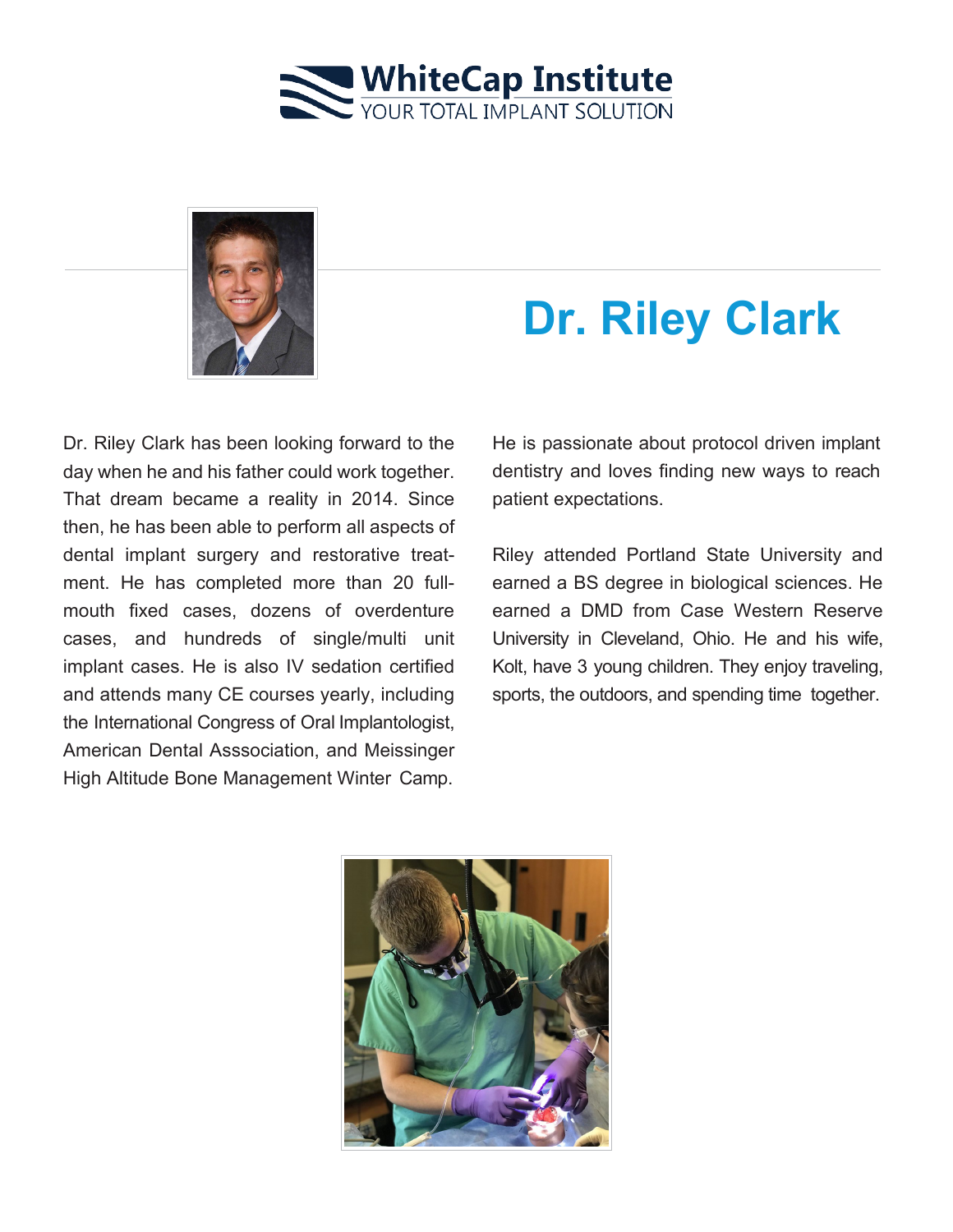# Dr. Riley Clark

Dr. Riley Clark has been looking forward to the day when he and his father could work together. That dream became a reality in 2014. Since then, he has been able to perform all aspects of dental implant surgery and restorative treatment. He has completed more than 20 full-mouth fixed cases, dozens of overdenture cases, and hundreds of single/multi unit implant cases. He is also IV sedation certified and attends many CE courses yearly, including the International Congress of Oral Implantologist, American Dental Asssociation, and Meissinger High Altitude Bone Management Winter Camp.

He is passionate about protocol driven implant dentistry and loves finding new ways to reach patient expectations.

Riley attended Portland State University and earned a BS degree in biological sciences. He earned a DMD from Case Western Reserve University in Cleveland, Ohio. He and his wife, Kolt, have 3 young children. They enjoy traveling, sports, the outdoors, and spending time together.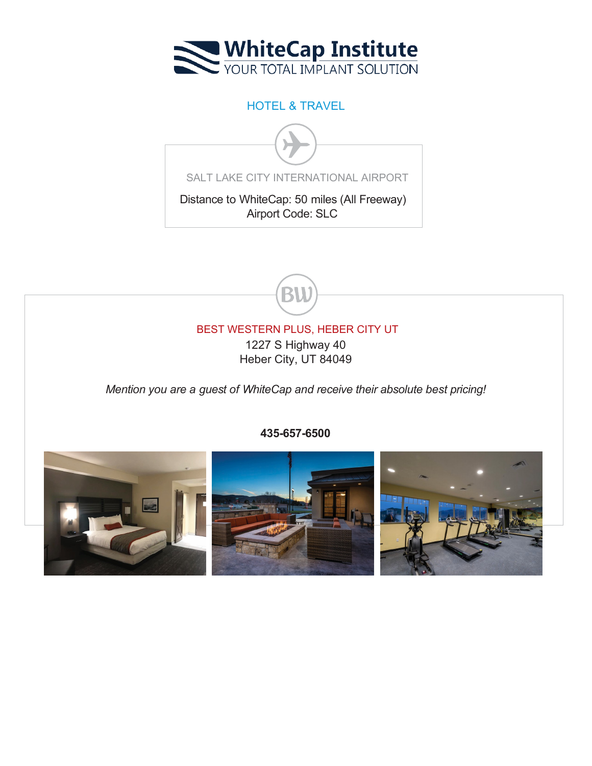# WhiteCap Institute

YOUR TOTAL IMPLANT SOLUTION

## HOTEL & TRAVEL

### SALT LAKE CITY INTERNATIONAL AIRPORT

Distance to WhiteCap: 50 miles (All Freeway)
Airport Code: SLC

### BEST WESTERN PLUS, HEBER CITY UT

1227 S Highway 40
Heber City, UT 84049

*Mention you are a guest of WhiteCap and receive their absolute best pricing!*

**435-657-6500**